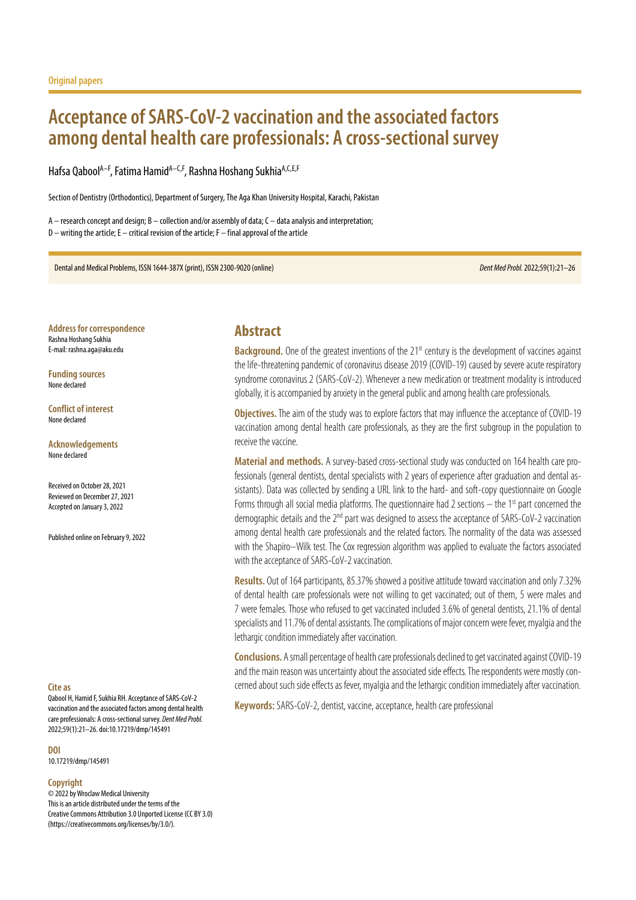Original papers

# Acceptance of SARS-CoV-2 vaccination and the associated factors among dental health care professionals: A cross-sectional survey

Hafsa Qabool[A–F], Fatima Hamid[A–C,F], Rashna Hoshang Sukhia[A,C,E,F]

Section of Dentistry (Orthodontics), Department of Surgery, The Aga Khan University Hospital, Karachi, Pakistan

A – research concept and design; B – collection and/or assembly of data; C – data analysis and interpretation;
D – writing the article; E – critical revision of the article; F – final approval of the article

Dental and Medical Problems, ISSN 1644-387X (print), ISSN 2300-9020 (online)

**Address for correspondence**
Rashna Hoshang Sukhia
E-mail: rashna.aga@aku.edu

**Funding sources**
None declared

**Conflict of interest**
None declared

**Acknowledgements**
None declared

Received on October 28, 2021
Reviewed on December 27, 2021
Accepted on January 3, 2022

Published online on February 9, 2022

## Abstract

**Background.** One of the greatest inventions of the 21st century is the development of vaccines against the life-threatening pandemic of coronavirus disease 2019 (COVID-19) caused by severe acute respiratory syndrome coronavirus 2 (SARS-CoV-2). Whenever a new medication or treatment modality is introduced globally, it is accompanied by anxiety in the general public and among health care professionals.

**Objectives.** The aim of the study was to explore factors that may influence the acceptance of COVID-19 vaccination among dental health care professionals, as they are the first subgroup in the population to receive the vaccine.

**Material and methods.** A survey-based cross-sectional study was conducted on 164 health care professionals (general dentists, dental specialists with 2 years of experience after graduation and dental assistants). Data was collected by sending a URL link to the hard- and soft-copy questionnaire on Google Forms through all social media platforms. The questionnaire had 2 sections – the 1st part concerned the demographic details and the 2nd part was designed to assess the acceptance of SARS-CoV-2 vaccination among dental health care professionals and the related factors. The normality of the data was assessed with the Shapiro–Wilk test. The Cox regression algorithm was applied to evaluate the factors associated with the acceptance of SARS-CoV-2 vaccination.

**Results.** Out of 164 participants, 85.37% showed a positive attitude toward vaccination and only 7.32% of dental health care professionals were not willing to get vaccinated; out of them, 5 were males and 7 were females. Those who refused to get vaccinated included 3.6% of general dentists, 21.1% of dental specialists and 11.7% of dental assistants. The complications of major concern were fever, myalgia and the lethargic condition immediately after vaccination.

**Conclusions.** A small percentage of health care professionals declined to get vaccinated against COVID-19 and the main reason was uncertainty about the associated side effects. The respondents were mostly concerned about such side effects as fever, myalgia and the lethargic condition immediately after vaccination.

**Keywords:** SARS-CoV-2, dentist, vaccine, acceptance, health care professional

**Cite as**
Qabool H, Hamid F, Sukhia RH. Acceptance of SARS-CoV-2 vaccination and the associated factors among dental health care professionals: A cross-sectional survey. *Dent Med Probl.* 2022;59(1):21–26. doi:10.17219/dmp/145491

**DOI**
10.17219/dmp/145491

**Copyright**
© 2022 by Wroclaw Medical University
This is an article distributed under the terms of the
Creative Commons Attribution 3.0 Unported License (CC BY 3.0)
(https://creativecommons.org/licenses/by/3.0/).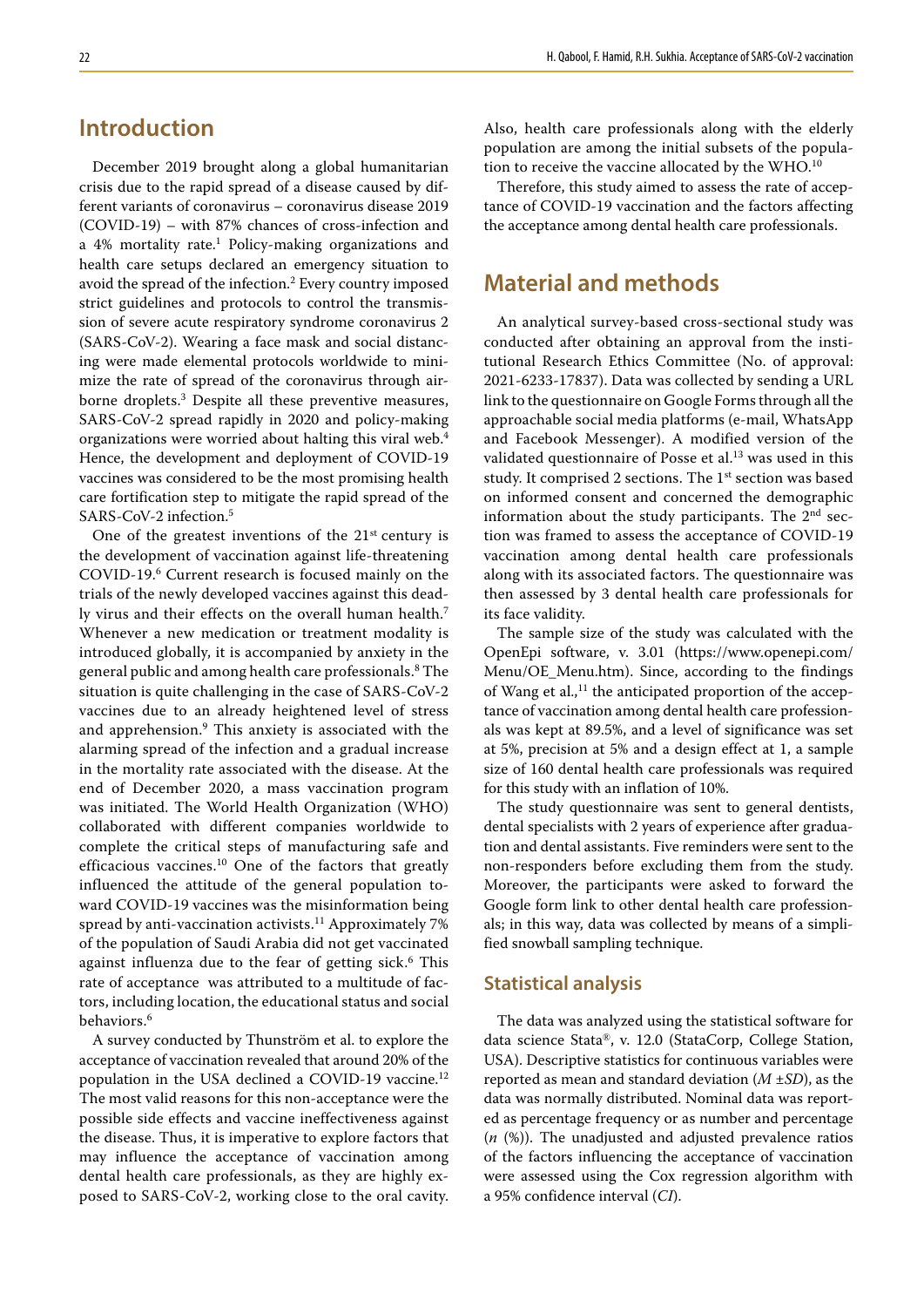## Introduction

December 2019 brought along a global humanitarian crisis due to the rapid spread of a disease caused by different variants of coronavirus – coronavirus disease 2019 (COVID-19) – with 87% chances of cross-infection and a 4% mortality rate.[1] Policy-making organizations and health care setups declared an emergency situation to avoid the spread of the infection.[2] Every country imposed strict guidelines and protocols to control the transmission of severe acute respiratory syndrome coronavirus 2 (SARS-CoV-2). Wearing a face mask and social distancing were made elemental protocols worldwide to minimize the rate of spread of the coronavirus through airborne droplets.[3] Despite all these preventive measures, SARS-CoV-2 spread rapidly in 2020 and policy-making organizations were worried about halting this viral web.[4] Hence, the development and deployment of COVID-19 vaccines was considered to be the most promising health care fortification step to mitigate the rapid spread of the SARS-CoV-2 infection.[5]

One of the greatest inventions of the 21st century is the development of vaccination against life-threatening COVID-19.[6] Current research is focused mainly on the trials of the newly developed vaccines against this deadly virus and their effects on the overall human health.[7] Whenever a new medication or treatment modality is introduced globally, it is accompanied by anxiety in the general public and among health care professionals.[8] The situation is quite challenging in the case of SARS-CoV-2 vaccines due to an already heightened level of stress and apprehension.[9] This anxiety is associated with the alarming spread of the infection and a gradual increase in the mortality rate associated with the disease. At the end of December 2020, a mass vaccination program was initiated. The World Health Organization (WHO) collaborated with different companies worldwide to complete the critical steps of manufacturing safe and efficacious vaccines.[10] One of the factors that greatly influenced the attitude of the general population toward COVID-19 vaccines was the misinformation being spread by anti-vaccination activists.[11] Approximately 7% of the population of Saudi Arabia did not get vaccinated against influenza due to the fear of getting sick.[6] This rate of acceptance was attributed to a multitude of factors, including location, the educational status and social behaviors.[6]

A survey conducted by Thunström et al. to explore the acceptance of vaccination revealed that around 20% of the population in the USA declined a COVID-19 vaccine.[12] The most valid reasons for this non-acceptance were the possible side effects and vaccine ineffectiveness against the disease. Thus, it is imperative to explore factors that may influence the acceptance of vaccination among dental health care professionals, as they are highly exposed to SARS-CoV-2, working close to the oral cavity. Also, health care professionals along with the elderly population are among the initial subsets of the population to receive the vaccine allocated by the WHO.[10]

Therefore, this study aimed to assess the rate of acceptance of COVID-19 vaccination and the factors affecting the acceptance among dental health care professionals.

## Material and methods

An analytical survey-based cross-sectional study was conducted after obtaining an approval from the institutional Research Ethics Committee (No. of approval: 2021-6233-17837). Data was collected by sending a URL link to the questionnaire on Google Forms through all the approachable social media platforms (e-mail, WhatsApp and Facebook Messenger). A modified version of the validated questionnaire of Posse et al.[13] was used in this study. It comprised 2 sections. The 1st section was based on informed consent and concerned the demographic information about the study participants. The 2nd section was framed to assess the acceptance of COVID-19 vaccination among dental health care professionals along with its associated factors. The questionnaire was then assessed by 3 dental health care professionals for its face validity.

The sample size of the study was calculated with the OpenEpi software, v. 3.01 (https://www.openepi.com/Menu/OE_Menu.htm). Since, according to the findings of Wang et al.,[11] the anticipated proportion of the acceptance of vaccination among dental health care professionals was kept at 89.5%, and a level of significance was set at 5%, precision at 5% and a design effect at 1, a sample size of 160 dental health care professionals was required for this study with an inflation of 10%.

The study questionnaire was sent to general dentists, dental specialists with 2 years of experience after graduation and dental assistants. Five reminders were sent to the non-responders before excluding them from the study. Moreover, the participants were asked to forward the Google form link to other dental health care professionals; in this way, data was collected by means of a simplified snowball sampling technique.

### Statistical analysis

The data was analyzed using the statistical software for data science Stata®, v. 12.0 (StataCorp, College Station, USA). Descriptive statistics for continuous variables were reported as mean and standard deviation ($M \pm SD$), as the data was normally distributed. Nominal data was reported as percentage frequency or as number and percentage ($n$ (%)). The unadjusted and adjusted prevalence ratios of the factors influencing the acceptance of vaccination were assessed using the Cox regression algorithm with a 95% confidence interval ($CI$).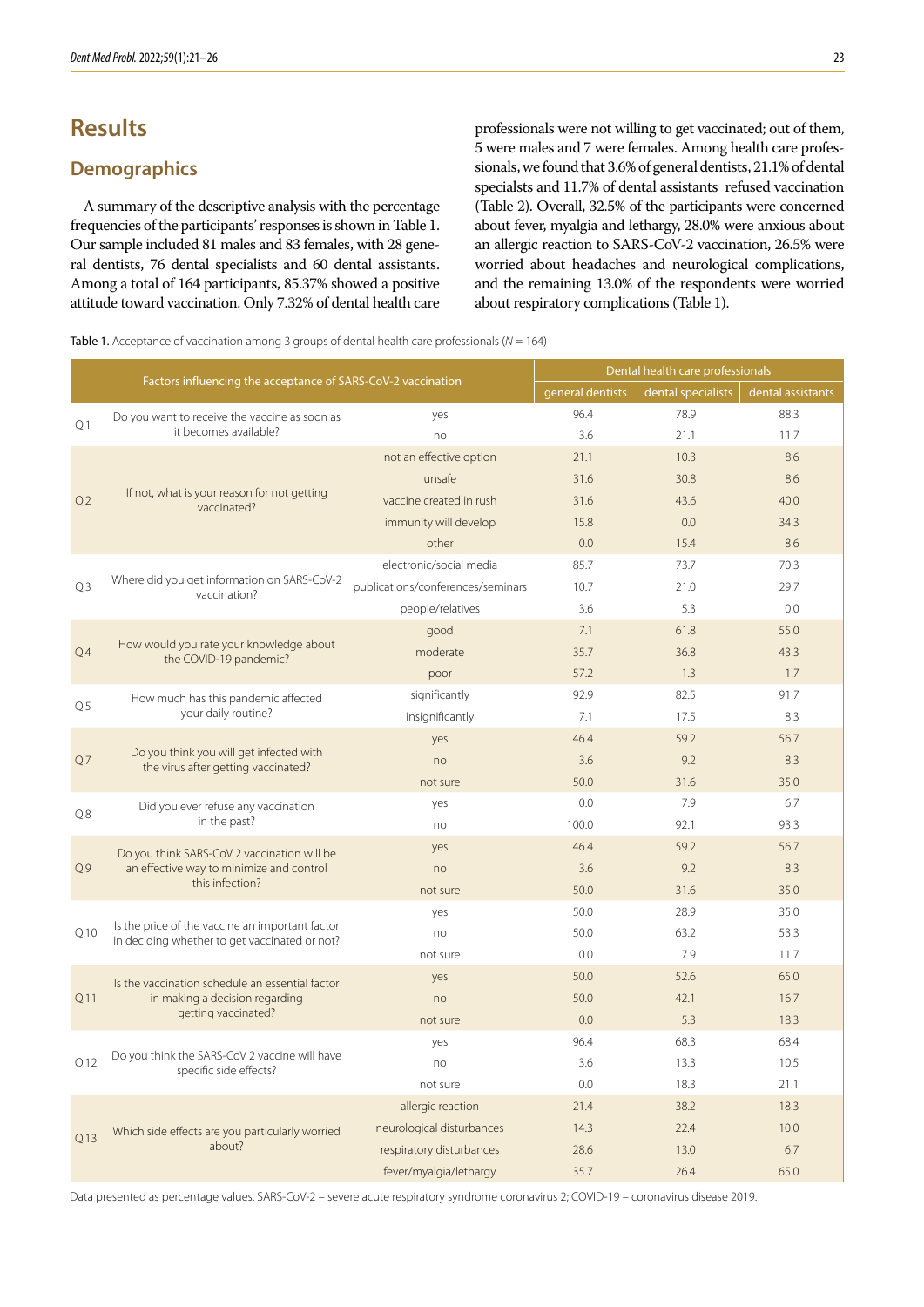# Results

## Demographics

A summary of the descriptive analysis with the percentage frequencies of the participants' responses is shown in Table 1. Our sample included 81 males and 83 females, with 28 general dentists, 76 dental specialists and 60 dental assistants. Among a total of 164 participants, 85.37% showed a positive attitude toward vaccination. Only 7.32% of dental health care professionals were not willing to get vaccinated; out of them, 5 were males and 7 were females. Among health care professionals, we found that 3.6% of general dentists, 21.1% of dental specialsts and 11.7% of dental assistants refused vaccination (Table 2). Overall, 32.5% of the participants were concerned about fever, myalgia and lethargy, 28.0% were anxious about an allergic reaction to SARS-CoV-2 vaccination, 26.5% were worried about headaches and neurological complications, and the remaining 13.0% of the respondents were worried about respiratory complications (Table 1).

Table 1. Acceptance of vaccination among 3 groups of dental health care professionals ($N = 164$)

| Factors influencing the acceptance of SARS-CoV-2 vaccination | | | Dental health care professionals | | |
|---|---|---|---|---|---|
| | | | general dentists | dental specialists | dental assistants |
| Q.1 | Do you want to receive the vaccine as soon as it becomes available? | yes | 96.4 | 78.9 | 88.3 |
| | | no | 3.6 | 21.1 | 11.7 |
| Q.2 | If not, what is your reason for not getting vaccinated? | not an effective option | 21.1 | 10.3 | 8.6 |
| | | unsafe | 31.6 | 30.8 | 8.6 |
| | | vaccine created in rush | 31.6 | 43.6 | 40.0 |
| | | immunity will develop | 15.8 | 0.0 | 34.3 |
| | | other | 0.0 | 15.4 | 8.6 |
| Q.3 | Where did you get information on SARS-CoV-2 vaccination? | electronic/social media | 85.7 | 73.7 | 70.3 |
| | | publications/conferences/seminars | 10.7 | 21.0 | 29.7 |
| | | people/relatives | 3.6 | 5.3 | 0.0 |
| Q.4 | How would you rate your knowledge about the COVID-19 pandemic? | good | 7.1 | 61.8 | 55.0 |
| | | moderate | 35.7 | 36.8 | 43.3 |
| | | poor | 57.2 | 1.3 | 1.7 |
| Q.5 | How much has this pandemic affected your daily routine? | significantly | 92.9 | 82.5 | 91.7 |
| | | insignificantly | 7.1 | 17.5 | 8.3 |
| Q.7 | Do you think you will get infected with the virus after getting vaccinated? | yes | 46.4 | 59.2 | 56.7 |
| | | no | 3.6 | 9.2 | 8.3 |
| | | not sure | 50.0 | 31.6 | 35.0 |
| Q.8 | Did you ever refuse any vaccination in the past? | yes | 0.0 | 7.9 | 6.7 |
| | | no | 100.0 | 92.1 | 93.3 |
| Q.9 | Do you think SARS-CoV 2 vaccination will be an effective way to minimize and control this infection? | yes | 46.4 | 59.2 | 56.7 |
| | | no | 3.6 | 9.2 | 8.3 |
| | | not sure | 50.0 | 31.6 | 35.0 |
| Q.10 | Is the price of the vaccine an important factor in deciding whether to get vaccinated or not? | yes | 50.0 | 28.9 | 35.0 |
| | | no | 50.0 | 63.2 | 53.3 |
| | | not sure | 0.0 | 7.9 | 11.7 |
| Q.11 | Is the vaccination schedule an essential factor in making a decision regarding getting vaccinated? | yes | 50.0 | 52.6 | 65.0 |
| | | no | 50.0 | 42.1 | 16.7 |
| | | not sure | 0.0 | 5.3 | 18.3 |
| Q.12 | Do you think the SARS-CoV 2 vaccine will have specific side effects? | yes | 96.4 | 68.3 | 68.4 |
| | | no | 3.6 | 13.3 | 10.5 |
| | | not sure | 0.0 | 18.3 | 21.1 |
| Q.13 | Which side effects are you particularly worried about? | allergic reaction | 21.4 | 38.2 | 18.3 |
| | | neurological disturbances | 14.3 | 22.4 | 10.0 |
| | | respiratory disturbances | 28.6 | 13.0 | 6.7 |
| | | fever/myalgia/lethargy | 35.7 | 26.4 | 65.0 |

Data presented as percentage values. SARS-CoV-2 – severe acute respiratory syndrome coronavirus 2; COVID-19 – coronavirus disease 2019.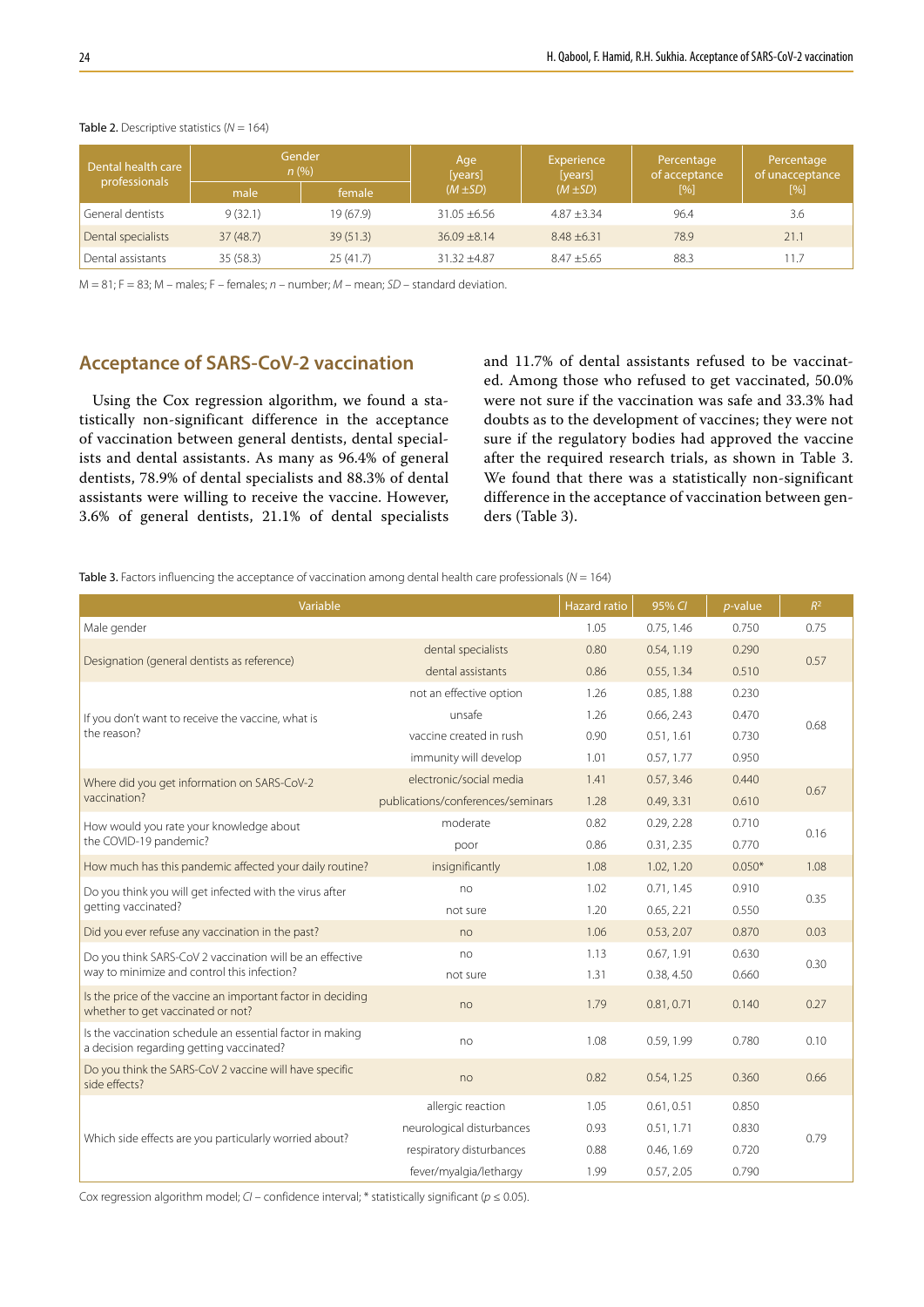**Table 2.** Descriptive statistics (*N* = 164)

| Dental health care professionals | Gender *n* (%) | | Age [years] (*M* ±*SD*) | Experience [years] (*M* ±*SD*) | Percentage of acceptance [%] | Percentage of unacceptance [%] |
|---|---|---|---|---|---|---|
| | male | female | | | | |
| General dentists | 9 (32.1) | 19 (67.9) | 31.05 ±6.56 | 4.87 ±3.34 | 96.4 | 3.6 |
| Dental specialists | 37 (48.7) | 39 (51.3) | 36.09 ±8.14 | 8.48 ±6.31 | 78.9 | 21.1 |
| Dental assistants | 35 (58.3) | 25 (41.7) | 31.32 ±4.87 | 8.47 ±5.65 | 88.3 | 11.7 |

M = 81; F = 83; M – males; F – females; *n* – number; *M* – mean; *SD* – standard deviation.

## Acceptance of SARS-CoV-2 vaccination

Using the Cox regression algorithm, we found a statistically non-significant difference in the acceptance of vaccination between general dentists, dental specialists and dental assistants. As many as 96.4% of general dentists, 78.9% of dental specialists and 88.3% of dental assistants were willing to receive the vaccine. However, 3.6% of general dentists, 21.1% of dental specialists and 11.7% of dental assistants refused to be vaccinated. Among those who refused to get vaccinated, 50.0% were not sure if the vaccination was safe and 33.3% had doubts as to the development of vaccines; they were not sure if the regulatory bodies had approved the vaccine after the required research trials, as shown in Table 3. We found that there was a statistically non-significant difference in the acceptance of vaccination between genders (Table 3).

**Table 3.** Factors influencing the acceptance of vaccination among dental health care professionals (*N* = 164)

| Variable | | Hazard ratio | 95% *CI* | *p*-value | $R^2$ |
|---|---|---|---|---|---|
| Male gender | | 1.05 | 0.75, 1.46 | 0.750 | 0.75 |
| Designation (general dentists as reference) | dental specialists | 0.80 | 0.54, 1.19 | 0.290 | 0.57 |
| | dental assistants | 0.86 | 0.55, 1.34 | 0.510 | |
| If you don't want to receive the vaccine, what is the reason? | not an effective option | 1.26 | 0.85, 1.88 | 0.230 | 0.68 |
| | unsafe | 1.26 | 0.66, 2.43 | 0.470 | |
| | vaccine created in rush | 0.90 | 0.51, 1.61 | 0.730 | |
| | immunity will develop | 1.01 | 0.57, 1.77 | 0.950 | |
| Where did you get information on SARS-CoV-2 vaccination? | electronic/social media | 1.41 | 0.57, 3.46 | 0.440 | 0.67 |
| | publications/conferences/seminars | 1.28 | 0.49, 3.31 | 0.610 | |
| How would you rate your knowledge about the COVID-19 pandemic? | moderate | 0.82 | 0.29, 2.28 | 0.710 | 0.16 |
| | poor | 0.86 | 0.31, 2.35 | 0.770 | |
| How much has this pandemic affected your daily routine? | insignificantly | 1.08 | 1.02, 1.20 | 0.050* | 1.08 |
| Do you think you will get infected with the virus after getting vaccinated? | no | 1.02 | 0.71, 1.45 | 0.910 | 0.35 |
| | not sure | 1.20 | 0.65, 2.21 | 0.550 | |
| Did you ever refuse any vaccination in the past? | no | 1.06 | 0.53, 2.07 | 0.870 | 0.03 |
| Do you think SARS-CoV 2 vaccination will be an effective way to minimize and control this infection? | no | 1.13 | 0.67, 1.91 | 0.630 | 0.30 |
| | not sure | 1.31 | 0.38, 4.50 | 0.660 | |
| Is the price of the vaccine an important factor in deciding whether to get vaccinated or not? | no | 1.79 | 0.81, 0.71 | 0.140 | 0.27 |
| Is the vaccination schedule an essential factor in making a decision regarding getting vaccinated? | no | 1.08 | 0.59, 1.99 | 0.780 | 0.10 |
| Do you think the SARS-CoV 2 vaccine will have specific side effects? | no | 0.82 | 0.54, 1.25 | 0.360 | 0.66 |
| Which side effects are you particularly worried about? | allergic reaction | 1.05 | 0.61, 0.51 | 0.850 | 0.79 |
| | neurological disturbances | 0.93 | 0.51, 1.71 | 0.830 | |
| | respiratory disturbances | 0.88 | 0.46, 1.69 | 0.720 | |
| | fever/myalgia/lethargy | 1.99 | 0.57, 2.05 | 0.790 | |

Cox regression algorithm model; *CI* – confidence interval; * statistically significant ($p \leq 0.05$).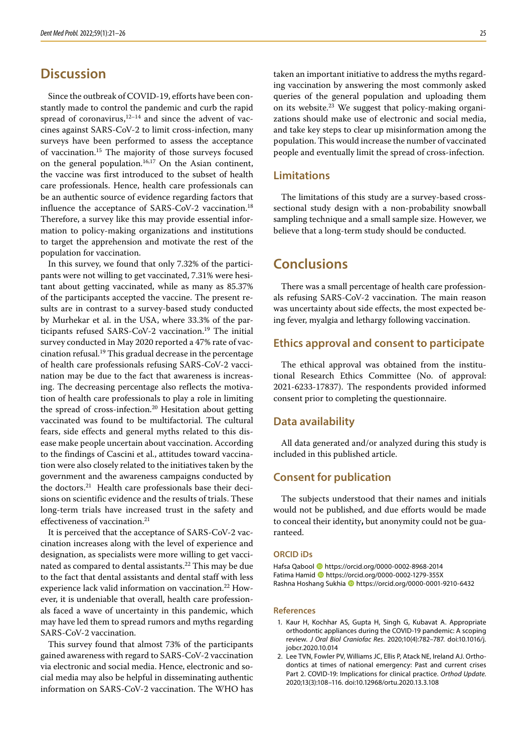## Discussion

Since the outbreak of COVID-19, efforts have been constantly made to control the pandemic and curb the rapid spread of coronavirus,[12–14] and since the advent of vaccines against SARS-CoV-2 to limit cross-infection, many surveys have been performed to assess the acceptance of vaccination.[15] The majority of those surveys focused on the general population.[16,17] On the Asian continent, the vaccine was first introduced to the subset of health care professionals. Hence, health care professionals can be an authentic source of evidence regarding factors that influence the acceptance of SARS-CoV-2 vaccination.[18] Therefore, a survey like this may provide essential information to policy-making organizations and institutions to target the apprehension and motivate the rest of the population for vaccination.

In this survey, we found that only 7.32% of the participants were not willing to get vaccinated, 7.31% were hesitant about getting vaccinated, while as many as 85.37% of the participants accepted the vaccine. The present results are in contrast to a survey-based study conducted by Murhekar et al. in the USA, where 33.3% of the participants refused SARS-CoV-2 vaccination.[19] The initial survey conducted in May 2020 reported a 47% rate of vaccination refusal.[19] This gradual decrease in the percentage of health care professionals refusing SARS-CoV-2 vaccination may be due to the fact that awareness is increasing. The decreasing percentage also reflects the motivation of health care professionals to play a role in limiting the spread of cross-infection.[20] Hesitation about getting vaccinated was found to be multifactorial. The cultural fears, side effects and general myths related to this disease make people uncertain about vaccination. According to the findings of Cascini et al., attitudes toward vaccination were also closely related to the initiatives taken by the government and the awareness campaigns conducted by the doctors.[21] Health care professionals base their decisions on scientific evidence and the results of trials. These long-term trials have increased trust in the safety and effectiveness of vaccination.[21]

It is perceived that the acceptance of SARS-CoV-2 vaccination increases along with the level of experience and designation, as specialists were more willing to get vaccinated as compared to dental assistants.[22] This may be due to the fact that dental assistants and dental staff with less experience lack valid information on vaccination.[22] However, it is undeniable that overall, health care professionals faced a wave of uncertainty in this pandemic, which may have led them to spread rumors and myths regarding SARS-CoV-2 vaccination.

This survey found that almost 73% of the participants gained awareness with regard to SARS-CoV-2 vaccination via electronic and social media. Hence, electronic and social media may also be helpful in disseminating authentic information on SARS-CoV-2 vaccination. The WHO has taken an important initiative to address the myths regarding vaccination by answering the most commonly asked queries of the general population and uploading them on its website.[23] We suggest that policy-making organizations should make use of electronic and social media, and take key steps to clear up misinformation among the population. This would increase the number of vaccinated people and eventually limit the spread of cross-infection.

### Limitations

The limitations of this study are a survey-based cross-sectional study design with a non-probability snowball sampling technique and a small sample size. However, we believe that a long-term study should be conducted.

## Conclusions

There was a small percentage of health care professionals refusing SARS-CoV-2 vaccination. The main reason was uncertainty about side effects, the most expected being fever, myalgia and lethargy following vaccination.

### Ethics approval and consent to participate

The ethical approval was obtained from the institutional Research Ethics Committee (No. of approval: 2021-6233-17837). The respondents provided informed consent prior to completing the questionnaire.

### Data availability

All data generated and/or analyzed during this study is included in this published article.

### Consent for publication

The subjects understood that their names and initials would not be published, and due efforts would be made to conceal their identity, but anonymity could not be guaranteed.

#### ORCID iDs

Hafsa Qabool https://orcid.org/0000-0002-8968-2014
Fatima Hamid https://orcid.org/0000-0002-1279-355X
Rashna Hoshang Sukhia https://orcid.org/0000-0001-9210-6432

#### References

1. Kaur H, Kochhar AS, Gupta H, Singh G, Kubavat A. Appropriate orthodontic appliances during the COVID-19 pandemic: A scoping review. *J Oral Biol Craniofac Res*. 2020;10(4):782–787. doi:10.1016/j.jobcr.2020.10.014
2. Lee TVN, Fowler PV, Williams JC, Ellis P, Atack NE, Ireland AJ. Orthodontics at times of national emergency: Past and current crises Part 2. COVID-19: Implications for clinical practice. *Orthod Update*. 2020;13(3):108–116. doi:10.12968/ortu.2020.13.3.108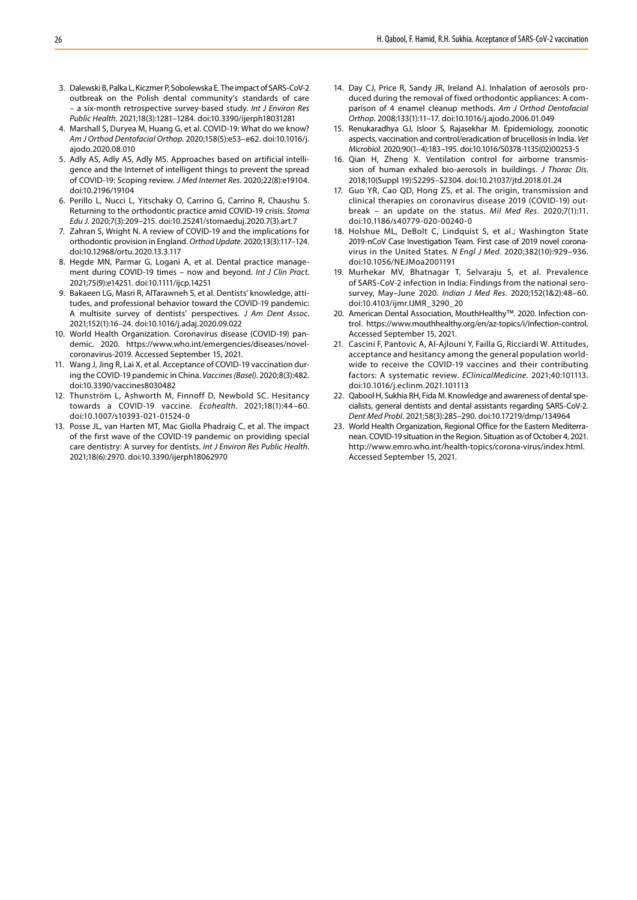3. Dalewski B, Palka L, Kiczmer P, Sobolewska E. The impact of SARS-CoV-2 outbreak on the Polish dental community's standards of care – a six-month retrospective survey-based study. *Int J Environ Res Public Health*. 2021;18(3):1281–1284. doi:10.3390/ijerph18031281
4. Marshall S, Duryea M, Huang G, et al. COVID-19: What do we know? *Am J Orthod Dentofacial Orthop*. 2020;158(5):e53–e62. doi:10.1016/j.ajodo.2020.08.010
5. Adly AS, Adly AS, Adly MS. Approaches based on artificial intelligence and the Internet of intelligent things to prevent the spread of COVID-19: Scoping review. *J Med Internet Res*. 2020;22(8):e19104. doi:10.2196/19104
6. Perillo L, Nucci L, Yitschaky O, Carrino G, Carrino R, Chaushu S. Returning to the orthodontic practice amid COVID-19 crisis. *Stoma Edu J*. 2020;7(3):209–215. doi:10.25241/stomaeduj.2020.7(3).art.7
7. Zahran S, Wright N. A review of COVID-19 and the implications for orthodontic provision in England. *Orthod Update*. 2020;13(3):117–124. doi:10.12968/ortu.2020.13.3.117
8. Hegde MN, Parmar G, Logani A, et al. Dental practice management during COVID-19 times – now and beyond. *Int J Clin Pract*. 2021;75(9):e14251. doi:10.1111/ijcp.14251
9. Bakaeen LG, Masri R, AlTarawneh S, et al. Dentists' knowledge, attitudes, and professional behavior toward the COVID-19 pandemic: A multisite survey of dentists' perspectives. *J Am Dent Assoc*. 2021;152(1):16–24. doi:10.1016/j.adaj.2020.09.022
10. World Health Organization. Coronavirus disease (COVID-19) pandemic. 2020. https://www.who.int/emergencies/diseases/novel-coronavirus-2019. Accessed September 15, 2021.
11. Wang J, Jing R, Lai X, et al. Acceptance of COVID-19 vaccination during the COVID-19 pandemic in China. *Vaccines (Basel)*. 2020;8(3):482. doi:10.3390/vaccines8030482
12. Thunström L, Ashworth M, Finnoff D, Newbold SC. Hesitancy towards a COVID-19 vaccine. *Ecohealth*. 2021;18(1):44–60. doi:10.1007/s10393-021-01524-0
13. Posse JL, van Harten MT, Mac Giolla Phadraig C, et al. The impact of the first wave of the COVID-19 pandemic on providing special care dentistry: A survey for dentists. *Int J Environ Res Public Health*. 2021;18(6):2970. doi:10.3390/ijerph18062970
14. Day CJ, Price R, Sandy JR, Ireland AJ. Inhalation of aerosols produced during the removal of fixed orthodontic appliances: A comparison of 4 enamel cleanup methods. *Am J Orthod Dentofacial Orthop*. 2008;133(1):11–17. doi:10.1016/j.ajodo.2006.01.049
15. Renukaradhya GJ, Isloor S, Rajasekhar M. Epidemiology, zoonotic aspects, vaccination and control/eradication of brucellosis in India. *Vet Microbiol*. 2020;90(1–4):183–195. doi:10.1016/S0378-1135(02)00253-5
16. Qian H, Zheng X. Ventilation control for airborne transmission of human exhaled bio-aerosols in buildings. *J Thorac Dis*. 2018;10(Suppl 19):S2295–S2304. doi:10.21037/jtd.2018.01.24
17. Guo YR, Cao QD, Hong ZS, et al. The origin, transmission and clinical therapies on coronavirus disease 2019 (COVID-19) outbreak – an update on the status. *Mil Med Res*. 2020;7(1):11. doi:10.1186/s40779-020-00240-0
18. Holshue ML, DeBolt C, Lindquist S, et al.; Washington State 2019-nCoV Case Investigation Team. First case of 2019 novel coronavirus in the United States. *N Engl J Med*. 2020;382(10):929–936. doi:10.1056/NEJMoa2001191
19. Murhekar MV, Bhatnagar T, Selvaraju S, et al. Prevalence of SARS-CoV-2 infection in India: Findings from the national serosurvey, May–June 2020. *Indian J Med Res*. 2020;152(1&2):48–60. doi:10.4103/ijmr.IJMR_3290_20
20. American Dental Association, MouthHealthy™. 2020. Infection control. https://www.mouthhealthy.org/en/az-topics/i/infection-control. Accessed September 15, 2021.
21. Cascini F, Pantovic A, Al-Ajlouni Y, Failla G, Ricciardi W. Attitudes, acceptance and hesitancy among the general population worldwide to receive the COVID-19 vaccines and their contributing factors: A systematic review. *EClinicalMedicine*. 2021;40:101113. doi:10.1016/j.eclinm.2021.101113
22. Qabool H, Sukhia RH, Fida M. Knowledge and awareness of dental specialists, general dentists and dental assistants regarding SARS-CoV-2. *Dent Med Probl*. 2021;58(3):285–290. doi:10.17219/dmp/134964
23. World Health Organization, Regional Office for the Eastern Mediterranean. COVID-19 situation in the Region. Situation as of October 4, 2021. http://www.emro.who.int/health-topics/corona-virus/index.html. Accessed September 15, 2021.